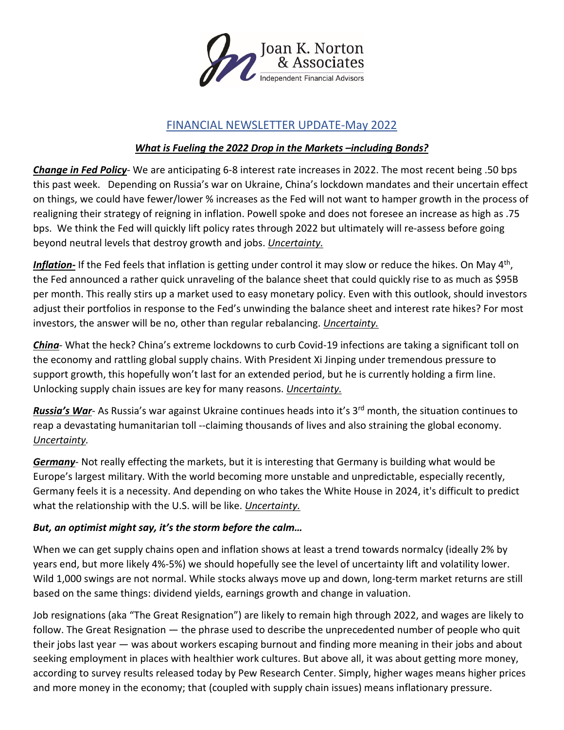Joan K. Norton & Associates

Independent Financial Advisors

# FINANCIAL NEWSLETTER UPDATE-May 2022

## ***What is Fueling the 2022 Drop in the Markets –including Bonds?***

***Change in Fed Policy***- We are anticipating 6-8 interest rate increases in 2022. The most recent being .50 bps this past week. Depending on Russia's war on Ukraine, China's lockdown mandates and their uncertain effect on things, we could have fewer/lower % increases as the Fed will not want to hamper growth in the process of realigning their strategy of reigning in inflation. Powell spoke and does not foresee an increase as high as .75 bps. We think the Fed will quickly lift policy rates through 2022 but ultimately will re-assess before going beyond neutral levels that destroy growth and jobs. *Uncertainty.*

***Inflation-*** If the Fed feels that inflation is getting under control it may slow or reduce the hikes. On May 4th, the Fed announced a rather quick unraveling of the balance sheet that could quickly rise to as much as $95B per month. This really stirs up a market used to easy monetary policy. Even with this outlook, should investors adjust their portfolios in response to the Fed's unwinding the balance sheet and interest rate hikes? For most investors, the answer will be no, other than regular rebalancing. *Uncertainty.*

***China***- What the heck? China's extreme lockdowns to curb Covid-19 infections are taking a significant toll on the economy and rattling global supply chains. With President Xi Jinping under tremendous pressure to support growth, this hopefully won't last for an extended period, but he is currently holding a firm line. Unlocking supply chain issues are key for many reasons. *Uncertainty.*

***Russia's War***- As Russia's war against Ukraine continues heads into it's 3rd month, the situation continues to reap a devastating humanitarian toll --claiming thousands of lives and also straining the global economy. *Uncertainty.*

***Germany***- Not really effecting the markets, but it is interesting that Germany is building what would be Europe's largest military. With the world becoming more unstable and unpredictable, especially recently, Germany feels it is a necessity. And depending on who takes the White House in 2024, it's difficult to predict what the relationship with the U.S. will be like. *Uncertainty.*

***But, an optimist might say, it's the storm before the calm…***

When we can get supply chains open and inflation shows at least a trend towards normalcy (ideally 2% by years end, but more likely 4%-5%) we should hopefully see the level of uncertainty lift and volatility lower. Wild 1,000 swings are not normal. While stocks always move up and down, long-term market returns are still based on the same things: dividend yields, earnings growth and change in valuation.

Job resignations (aka "The Great Resignation") are likely to remain high through 2022, and wages are likely to follow. The Great Resignation — the phrase used to describe the unprecedented number of people who quit their jobs last year — was about workers escaping burnout and finding more meaning in their jobs and about seeking employment in places with healthier work cultures. But above all, it was about getting more money, according to survey results released today by Pew Research Center. Simply, higher wages means higher prices and more money in the economy; that (coupled with supply chain issues) means inflationary pressure.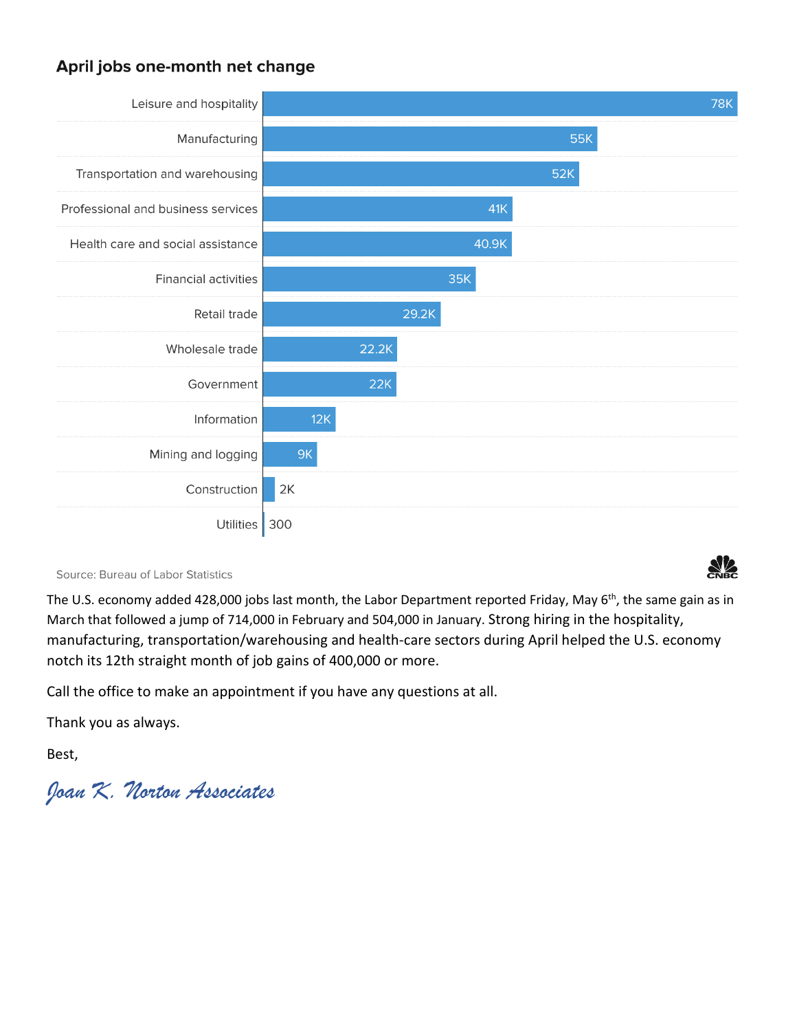## April jobs one-month net change

Leisure and hospitality 78K
Manufacturing 55K
Transportation and warehousing 52K
Professional and business services 41K
Health care and social assistance 40.9K
Financial activities 35K
Retail trade 29.2K
Wholesale trade 22.2K
Government 22K
Information 12K
Mining and logging 9K
Construction 2K
Utilities 300

Source: Bureau of Labor Statistics

CNBC

The U.S. economy added 428,000 jobs last month, the Labor Department reported Friday, May 6th, the same gain as in March that followed a jump of 714,000 in February and 504,000 in January. Strong hiring in the hospitality, manufacturing, transportation/warehousing and health-care sectors during April helped the U.S. economy notch its 12th straight month of job gains of 400,000 or more.

Call the office to make an appointment if you have any questions at all.

Thank you as always.

Best,

*Joan K. Norton Associates*